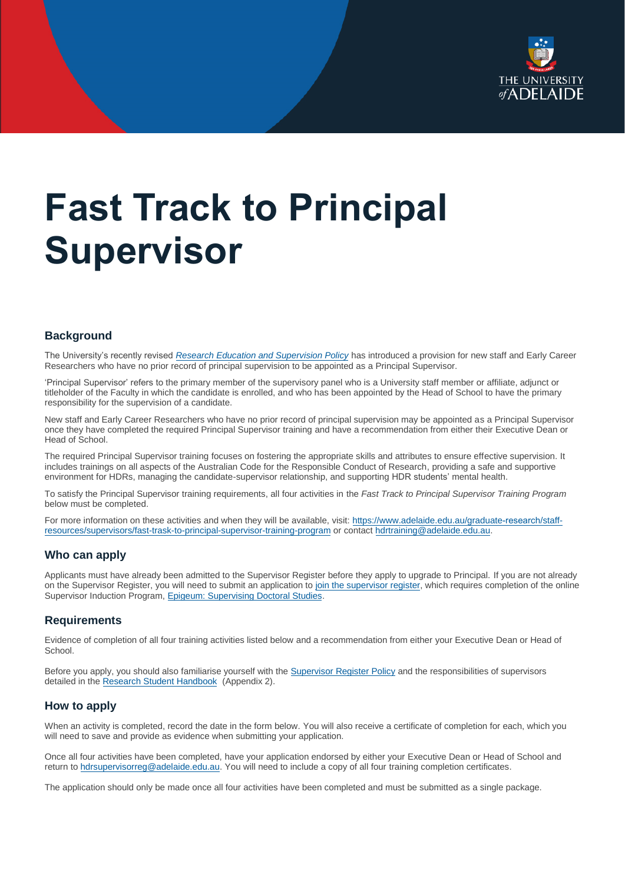# Fast Track to Principal Supervisor

## Background

The University's recently revised *Research Education and Supervision Policy* has introduced a provision for new staff and Early Career Researchers who have no prior record of principal supervision to be appointed as a Principal Supervisor.

'Principal Supervisor' refers to the primary member of the supervisory panel who is a University staff member or affiliate, adjunct or titleholder of the Faculty in which the candidate is enrolled, and who has been appointed by the Head of School to have the primary responsibility for the supervision of a candidate.

New staff and Early Career Researchers who have no prior record of principal supervision may be appointed as a Principal Supervisor once they have completed the required Principal Supervisor training and have a recommendation from either their Executive Dean or Head of School.

The required Principal Supervisor training focuses on fostering the appropriate skills and attributes to ensure effective supervision. It includes trainings on all aspects of the Australian Code for the Responsible Conduct of Research, providing a safe and supportive environment for HDRs, managing the candidate-supervisor relationship, and supporting HDR students' mental health.

To satisfy the Principal Supervisor training requirements, all four activities in the *Fast Track to Principal Supervisor Training Program* below must be completed.

For more information on these activities and when they will be available, visit: https://www.adelaide.edu.au/graduate-research/staff-resources/supervisors/fast-trask-to-principal-supervisor-training-program or contact hdrtraining@adelaide.edu.au.

## Who can apply

Applicants must have already been admitted to the Supervisor Register before they apply to upgrade to Principal. If you are not already on the Supervisor Register, you will need to submit an application to join the supervisor register, which requires completion of the online Supervisor Induction Program, Epigeum: Supervising Doctoral Studies.

## Requirements

Evidence of completion of all four training activities listed below and a recommendation from either your Executive Dean or Head of School.

Before you apply, you should also familiarise yourself with the Supervisor Register Policy and the responsibilities of supervisors detailed in the Research Student Handbook (Appendix 2).

## How to apply

When an activity is completed, record the date in the form below. You will also receive a certificate of completion for each, which you will need to save and provide as evidence when submitting your application.

Once all four activities have been completed, have your application endorsed by either your Executive Dean or Head of School and return to hdrsupervisorreg@adelaide.edu.au. You will need to include a copy of all four training completion certificates.

The application should only be made once all four activities have been completed and must be submitted as a single package.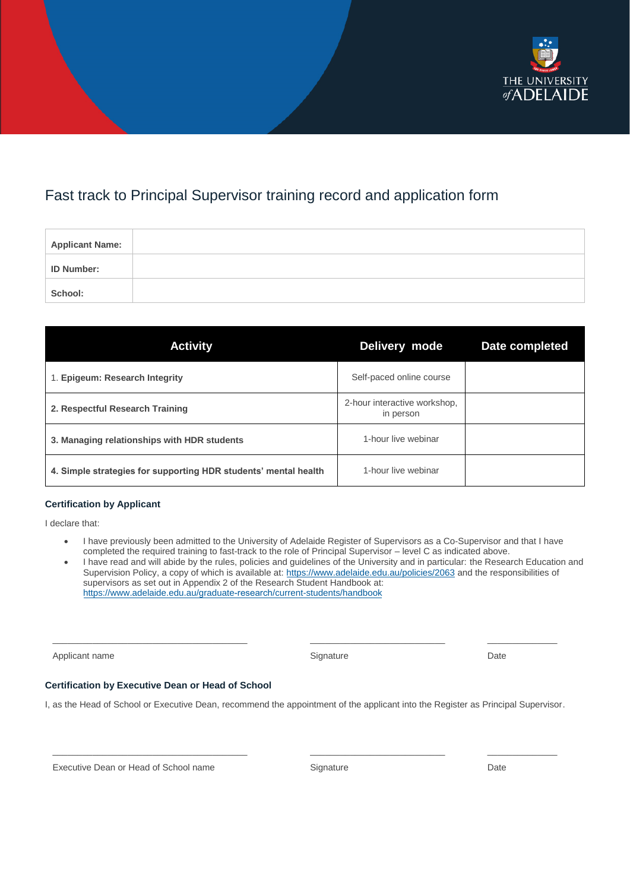# Fast track to Principal Supervisor training record and application form

| | |
|---|---|
| **Applicant Name:** | |
| **ID Number:** | |
| **School:** | |

| Activity | Delivery mode | Date completed |
|---|---|---|
| 1. **Epigeum: Research Integrity** | Self-paced online course | |
| **2. Respectful Research Training** | 2-hour interactive workshop, in person | |
| **3. Managing relationships with HDR students** | 1-hour live webinar | |
| **4. Simple strategies for supporting HDR students' mental health** | 1-hour live webinar | |

**Certification by Applicant**

I declare that:

- I have previously been admitted to the University of Adelaide Register of Supervisors as a Co-Supervisor and that I have completed the required training to fast-track to the role of Principal Supervisor – level C as indicated above.
- I have read and will abide by the rules, policies and guidelines of the University and in particular: the Research Education and Supervision Policy, a copy of which is available at: https://www.adelaide.edu.au/policies/2063 and the responsibilities of supervisors as set out in Appendix 2 of the Research Student Handbook at: https://www.adelaide.edu.au/graduate-research/current-students/handbook

Applicant name &nbsp;&nbsp;&nbsp;&nbsp;&nbsp;&nbsp;&nbsp;&nbsp;&nbsp;&nbsp;&nbsp;&nbsp; Signature &nbsp;&nbsp;&nbsp;&nbsp;&nbsp;&nbsp;&nbsp;&nbsp;&nbsp;&nbsp;&nbsp;&nbsp; Date

**Certification by Executive Dean or Head of School**

I, as the Head of School or Executive Dean, recommend the appointment of the applicant into the Register as Principal Supervisor.

Executive Dean or Head of School name &nbsp;&nbsp;&nbsp;&nbsp;&nbsp;&nbsp;&nbsp;&nbsp;&nbsp;&nbsp;&nbsp;&nbsp; Signature &nbsp;&nbsp;&nbsp;&nbsp;&nbsp;&nbsp;&nbsp;&nbsp;&nbsp;&nbsp;&nbsp;&nbsp; Date